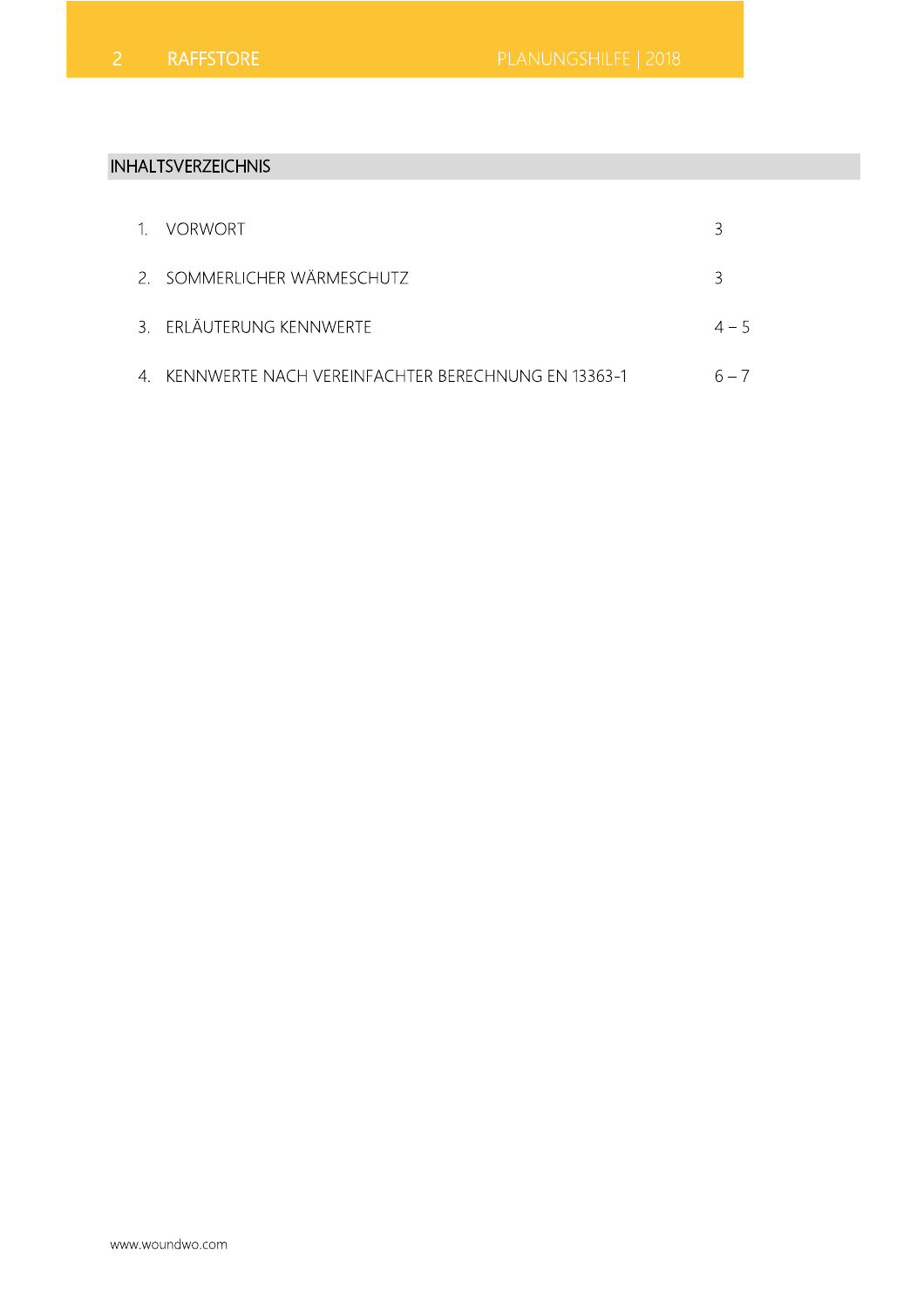## INHALTSVERZEICHNIS

| | | |
|---|---|---|
| 1. | VORWORT | 3 |
| 2. | SOMMERLICHER WÄRMESCHUTZ | 3 |
| 3. | ERLÄUTERUNG KENNWERTE | 4 – 5 |
| 4. | KENNWERTE NACH VEREINFACHTER BERECHNUNG EN 13363-1 | 6 – 7 |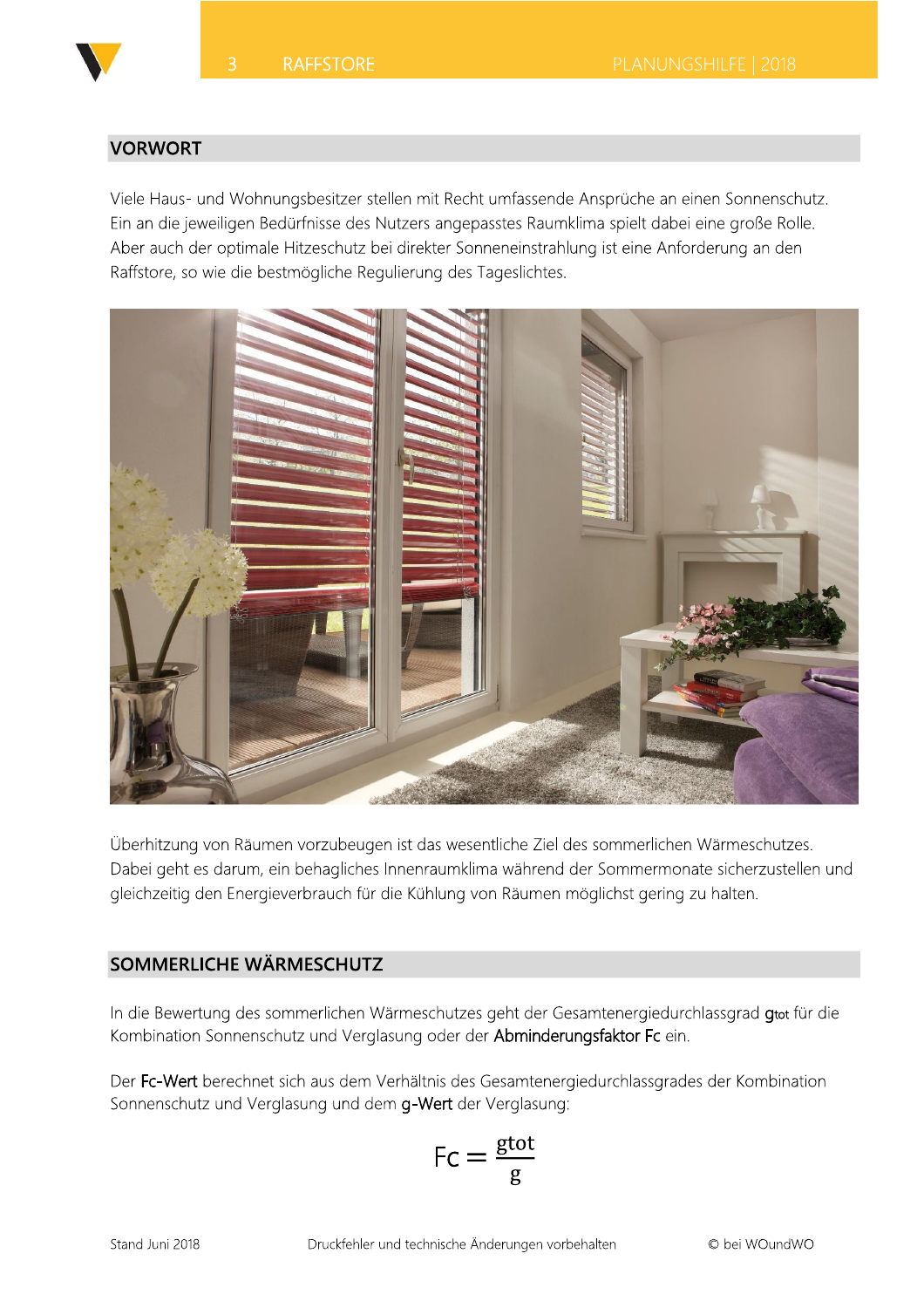## VORWORT

Viele Haus- und Wohnungsbesitzer stellen mit Recht umfassende Ansprüche an einen Sonnenschutz. Ein an die jeweiligen Bedürfnisse des Nutzers angepasstes Raumklima spielt dabei eine große Rolle. Aber auch der optimale Hitzeschutz bei direkter Sonneneinstrahlung ist eine Anforderung an den Raffstore, so wie die bestmögliche Regulierung des Tageslichtes.

Überhitzung von Räumen vorzubeugen ist das wesentliche Ziel des sommerlichen Wärmeschutzes. Dabei geht es darum, ein behagliches Innenraumklima während der Sommermonate sicherzustellen und gleichzeitig den Energieverbrauch für die Kühlung von Räumen möglichst gering zu halten.

## SOMMERLICHE WÄRMESCHUTZ

In die Bewertung des sommerlichen Wärmeschutzes geht der Gesamtenergiedurchlassgrad $g_{tot}$ für die Kombination Sonnenschutz und Verglasung oder der Abminderungsfaktor Fc ein.

Der Fc-Wert berechnet sich aus dem Verhältnis des Gesamtenergiedurchlassgrades der Kombination Sonnenschutz und Verglasung und dem g-Wert der Verglasung:

$$Fc = \frac{gtot}{g}$$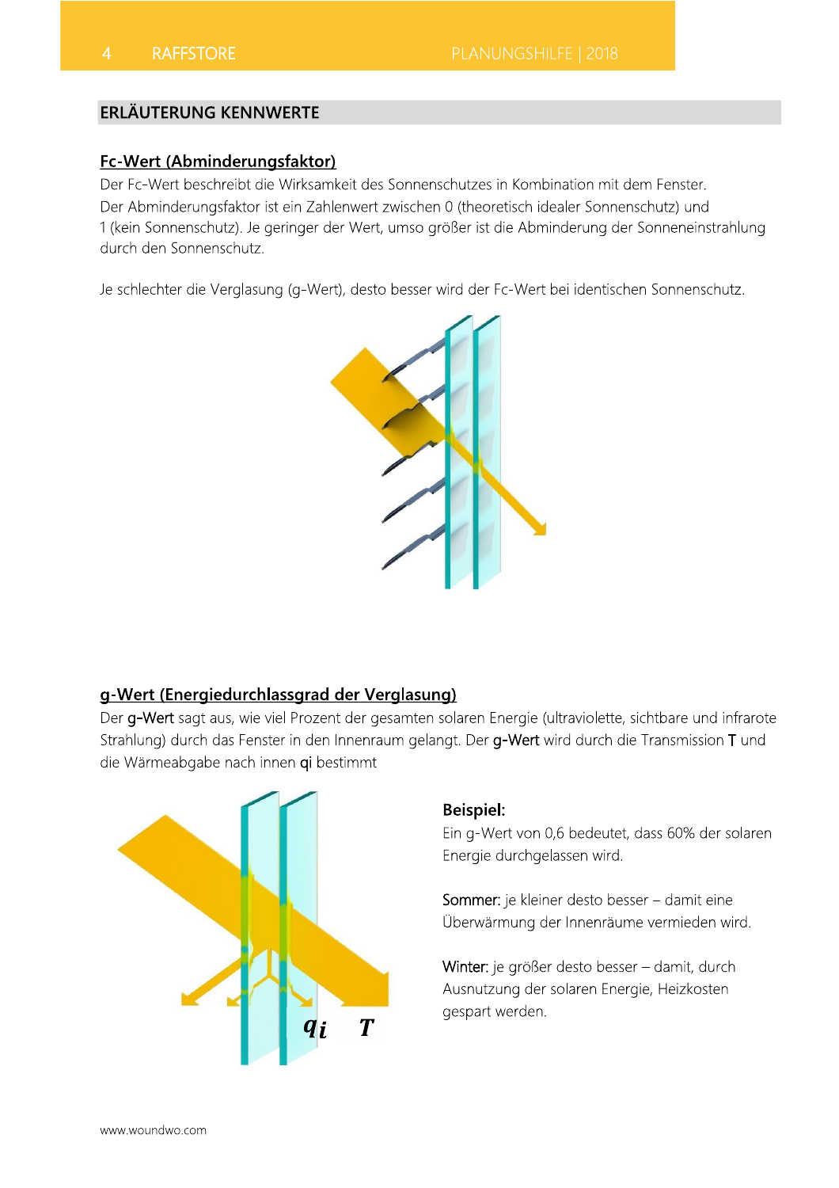## ERLÄUTERUNG KENNWERTE

### Fc-Wert (Abminderungsfaktor)

Der Fc-Wert beschreibt die Wirksamkeit des Sonnenschutzes in Kombination mit dem Fenster. Der Abminderungsfaktor ist ein Zahlenwert zwischen 0 (theoretisch idealer Sonnenschutz) und 1 (kein Sonnenschutz). Je geringer der Wert, umso größer ist die Abminderung der Sonneneinstrahlung durch den Sonnenschutz.

Je schlechter die Verglasung (g-Wert), desto besser wird der Fc-Wert bei identischen Sonnenschutz.

### g-Wert (Energiedurchlassgrad der Verglasung)

Der **g-Wert** sagt aus, wie viel Prozent der gesamten solaren Energie (ultraviolette, sichtbare und infrarote Strahlung) durch das Fenster in den Innenraum gelangt. Der **g-Wert** wird durch die Transmission **T** und die Wärmeabgabe nach innen **qi** bestimmt

$q_i$ $T$

**Beispiel:**

Ein g-Wert von 0,6 bedeutet, dass 60% der solaren Energie durchgelassen wird.

Sommer: je kleiner desto besser – damit eine Überwärmung der Innenräume vermieden wird.

Winter: je größer desto besser – damit, durch Ausnutzung der solaren Energie, Heizkosten gespart werden.

www.woundwo.com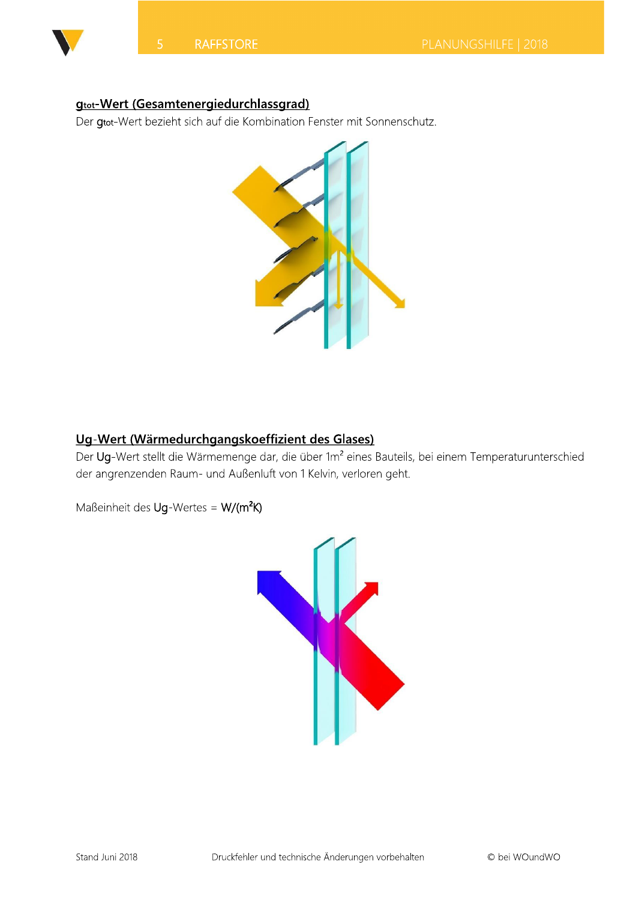## $g_{tot}$-Wert (Gesamtenergiedurchlassgrad)

Der $g_{tot}$-Wert bezieht sich auf die Kombination Fenster mit Sonnenschutz.

## Ug-Wert (Wärmedurchgangskoeffizient des Glases)

Der Ug-Wert stellt die Wärmemenge dar, die über 1m² eines Bauteils, bei einem Temperaturunterschied der angrenzenden Raum- und Außenluft von 1 Kelvin, verloren geht.

Maßeinheit des Ug-Wertes = W/(m²K)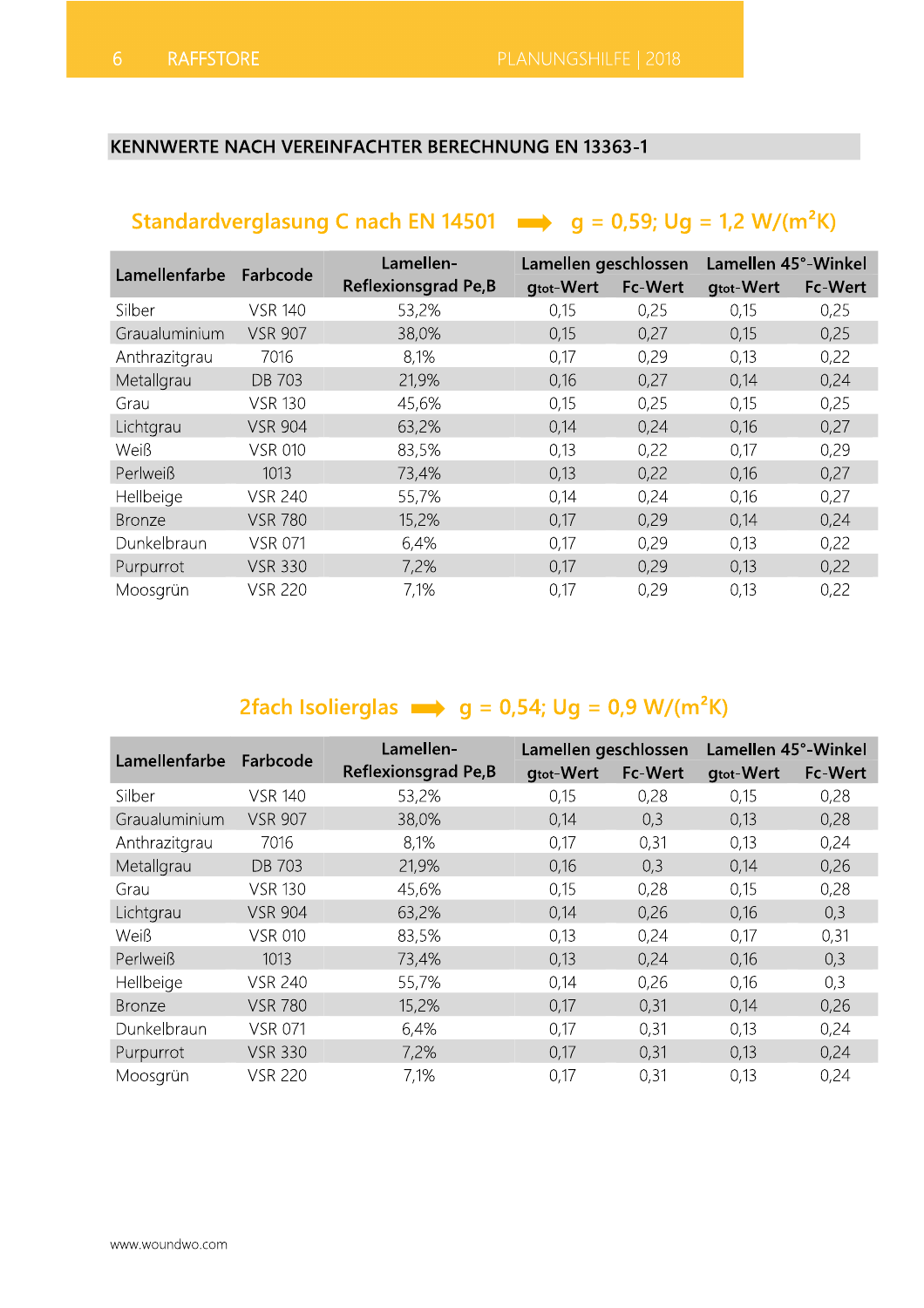## KENNWERTE NACH VEREINFACHTER BERECHNUNG EN 13363-1

### Standardverglasung C nach EN 14501 ➡ g = 0,59; Ug = 1,2 W/(m²K)

| Lamellenfarbe | Farbcode | Lamellen-Reflexionsgrad Pe,B | Lamellen geschlossen | | Lamellen 45°-Winkel | |
|---|---|---|---|---|---|---|
| | | | $g_{tot}$-Wert | Fc-Wert | $g_{tot}$-Wert | Fc-Wert |
| Silber | VSR 140 | 53,2% | 0,15 | 0,25 | 0,15 | 0,25 |
| Graualuminium | VSR 907 | 38,0% | 0,15 | 0,27 | 0,15 | 0,25 |
| Anthrazitgrau | 7016 | 8,1% | 0,17 | 0,29 | 0,13 | 0,22 |
| Metallgrau | DB 703 | 21,9% | 0,16 | 0,27 | 0,14 | 0,24 |
| Grau | VSR 130 | 45,6% | 0,15 | 0,25 | 0,15 | 0,25 |
| Lichtgrau | VSR 904 | 63,2% | 0,14 | 0,24 | 0,16 | 0,27 |
| Weiß | VSR 010 | 83,5% | 0,13 | 0,22 | 0,17 | 0,29 |
| Perlweiß | 1013 | 73,4% | 0,13 | 0,22 | 0,16 | 0,27 |
| Hellbeige | VSR 240 | 55,7% | 0,14 | 0,24 | 0,16 | 0,27 |
| Bronze | VSR 780 | 15,2% | 0,17 | 0,29 | 0,14 | 0,24 |
| Dunkelbraun | VSR 071 | 6,4% | 0,17 | 0,29 | 0,13 | 0,22 |
| Purpurrot | VSR 330 | 7,2% | 0,17 | 0,29 | 0,13 | 0,22 |
| Moosgrün | VSR 220 | 7,1% | 0,17 | 0,29 | 0,13 | 0,22 |

### 2fach Isolierglas ➡ g = 0,54; Ug = 0,9 W/(m²K)

| Lamellenfarbe | Farbcode | Lamellen-Reflexionsgrad Pe,B | Lamellen geschlossen | | Lamellen 45°-Winkel | |
|---|---|---|---|---|---|---|
| | | | $g_{tot}$-Wert | Fc-Wert | $g_{tot}$-Wert | Fc-Wert |
| Silber | VSR 140 | 53,2% | 0,15 | 0,28 | 0,15 | 0,28 |
| Graualuminium | VSR 907 | 38,0% | 0,14 | 0,3 | 0,13 | 0,28 |
| Anthrazitgrau | 7016 | 8,1% | 0,17 | 0,31 | 0,13 | 0,24 |
| Metallgrau | DB 703 | 21,9% | 0,16 | 0,3 | 0,14 | 0,26 |
| Grau | VSR 130 | 45,6% | 0,15 | 0,28 | 0,15 | 0,28 |
| Lichtgrau | VSR 904 | 63,2% | 0,14 | 0,26 | 0,16 | 0,3 |
| Weiß | VSR 010 | 83,5% | 0,13 | 0,24 | 0,17 | 0,31 |
| Perlweiß | 1013 | 73,4% | 0,13 | 0,24 | 0,16 | 0,3 |
| Hellbeige | VSR 240 | 55,7% | 0,14 | 0,26 | 0,16 | 0,3 |
| Bronze | VSR 780 | 15,2% | 0,17 | 0,31 | 0,14 | 0,26 |
| Dunkelbraun | VSR 071 | 6,4% | 0,17 | 0,31 | 0,13 | 0,24 |
| Purpurrot | VSR 330 | 7,2% | 0,17 | 0,31 | 0,13 | 0,24 |
| Moosgrün | VSR 220 | 7,1% | 0,17 | 0,31 | 0,13 | 0,24 |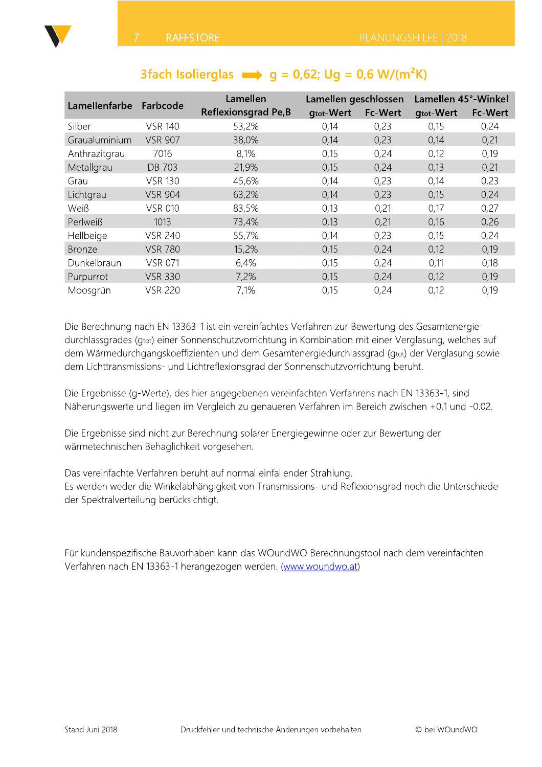## 3fach Isolierglas ➡ g = 0,62; Ug = 0,6 W/(m²K)

| Lamellenfarbe | Farbcode | Lamellen Reflexionsgrad Pe,B | Lamellen geschlossen | | Lamellen 45°-Winkel | |
|---|---|---|---|---|---|---|
| | | | $g_{tot}$-Wert | Fc-Wert | $g_{tot}$-Wert | Fc-Wert |
| Silber | VSR 140 | 53,2% | 0,14 | 0,23 | 0,15 | 0,24 |
| Graualuminium | VSR 907 | 38,0% | 0,14 | 0,23 | 0,14 | 0,21 |
| Anthrazitgrau | 7016 | 8,1% | 0,15 | 0,24 | 0,12 | 0,19 |
| Metallgrau | DB 703 | 21,9% | 0,15 | 0,24 | 0,13 | 0,21 |
| Grau | VSR 130 | 45,6% | 0,14 | 0,23 | 0,14 | 0,23 |
| Lichtgrau | VSR 904 | 63,2% | 0,14 | 0,23 | 0,15 | 0,24 |
| Weiß | VSR 010 | 83,5% | 0,13 | 0,21 | 0,17 | 0,27 |
| Perlweiß | 1013 | 73,4% | 0,13 | 0,21 | 0,16 | 0,26 |
| Hellbeige | VSR 240 | 55,7% | 0,14 | 0,23 | 0,15 | 0,24 |
| Bronze | VSR 780 | 15,2% | 0,15 | 0,24 | 0,12 | 0,19 |
| Dunkelbraun | VSR 071 | 6,4% | 0,15 | 0,24 | 0,11 | 0,18 |
| Purpurrot | VSR 330 | 7,2% | 0,15 | 0,24 | 0,12 | 0,19 |
| Moosgrün | VSR 220 | 7,1% | 0,15 | 0,24 | 0,12 | 0,19 |

Die Berechnung nach EN 13363-1 ist ein vereinfachtes Verfahren zur Bewertung des Gesamtenergiedurchlassgrades ($g_{tot}$) einer Sonnenschutzvorrichtung in Kombination mit einer Verglasung, welches auf dem Wärmedurchgangskoeffizienten und dem Gesamtenergiedurchlassgrad ($g_{tot}$) der Verglasung sowie dem Lichttransmissions- und Lichtreflexionsgrad der Sonnenschutzvorrichtung beruht.

Die Ergebnisse (g-Werte), des hier angegebenen vereinfachten Verfahrens nach EN 13363-1, sind Näherungswerte und liegen im Vergleich zu genaueren Verfahren im Bereich zwischen +0,1 und -0.02.

Die Ergebnisse sind nicht zur Berechnung solarer Energiegewinne oder zur Bewertung der wärmetechnischen Behaglichkeit vorgesehen.

Das vereinfachte Verfahren beruht auf normal einfallender Strahlung.
Es werden weder die Winkelabhängigkeit von Transmissions- und Reflexionsgrad noch die Unterschiede der Spektralverteilung berücksichtigt.

Für kundenspezifische Bauvorhaben kann das WOundWO Berechnungstool nach dem vereinfachten Verfahren nach EN 13363-1 herangezogen werden. (www.woundwo.at)

Stand Juni 2018 Druckfehler und technische Änderungen vorbehalten © bei WOundWO